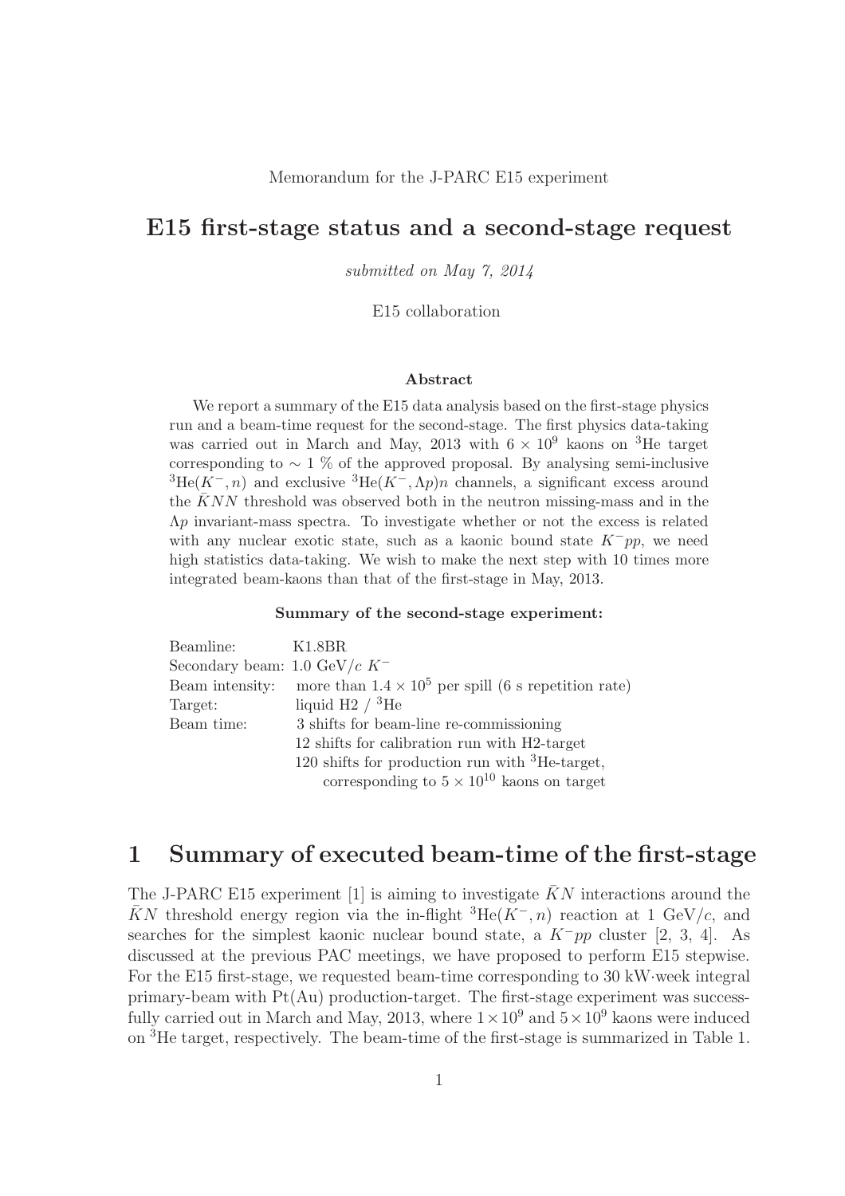Memorandum for the J-PARC E15 experiment

# E15 first-stage status and a second-stage request

*submitted on May 7, 2014*

E15 collaboration

### Abstract

We report a summary of the E15 data analysis based on the first-stage physics run and a beam-time request for the second-stage. The first physics data-taking was carried out in March and May, 2013 with $6 \times 10^9$ kaons on $^3$He target corresponding to $\sim 1$ % of the approved proposal. By analysing semi-inclusive $^3\text{He}(K^-, n)$ and exclusive $^3\text{He}(K^-, \Lambda p)n$ channels, a significant excess around the $\bar{K}NN$ threshold was observed both in the neutron missing-mass and in the $\Lambda p$ invariant-mass spectra. To investigate whether or not the excess is related with any nuclear exotic state, such as a kaonic bound state $K^-pp$, we need high statistics data-taking. We wish to make the next step with 10 times more integrated beam-kaons than that of the first-stage in May, 2013.

**Summary of the second-stage experiment:**

| | |
|---|---|
| Beamline: | K1.8BR |
| Secondary beam: | 1.0 GeV/$c$ $K^-$ |
| Beam intensity: | more than $1.4 \times 10^5$ per spill (6 s repetition rate) |
| Target: | liquid H2 / $^3$He |
| Beam time: | 3 shifts for beam-line re-commissioning |
| | 12 shifts for calibration run with H2-target |
| | 120 shifts for production run with $^3$He-target, corresponding to $5 \times 10^{10}$ kaons on target |

## 1 Summary of executed beam-time of the first-stage

The J-PARC E15 experiment [1] is aiming to investigate $\bar{K}N$ interactions around the $\bar{K}N$ threshold energy region via the in-flight $^3\text{He}(K^-, n)$ reaction at 1 GeV/$c$, and searches for the simplest kaonic nuclear bound state, a $K^-pp$ cluster [2, 3, 4]. As discussed at the previous PAC meetings, we have proposed to perform E15 stepwise. For the E15 first-stage, we requested beam-time corresponding to 30 kW·week integral primary-beam with Pt(Au) production-target. The first-stage experiment was successfully carried out in March and May, 2013, where $1 \times 10^9$ and $5 \times 10^9$ kaons were induced on $^3$He target, respectively. The beam-time of the first-stage is summarized in Table 1.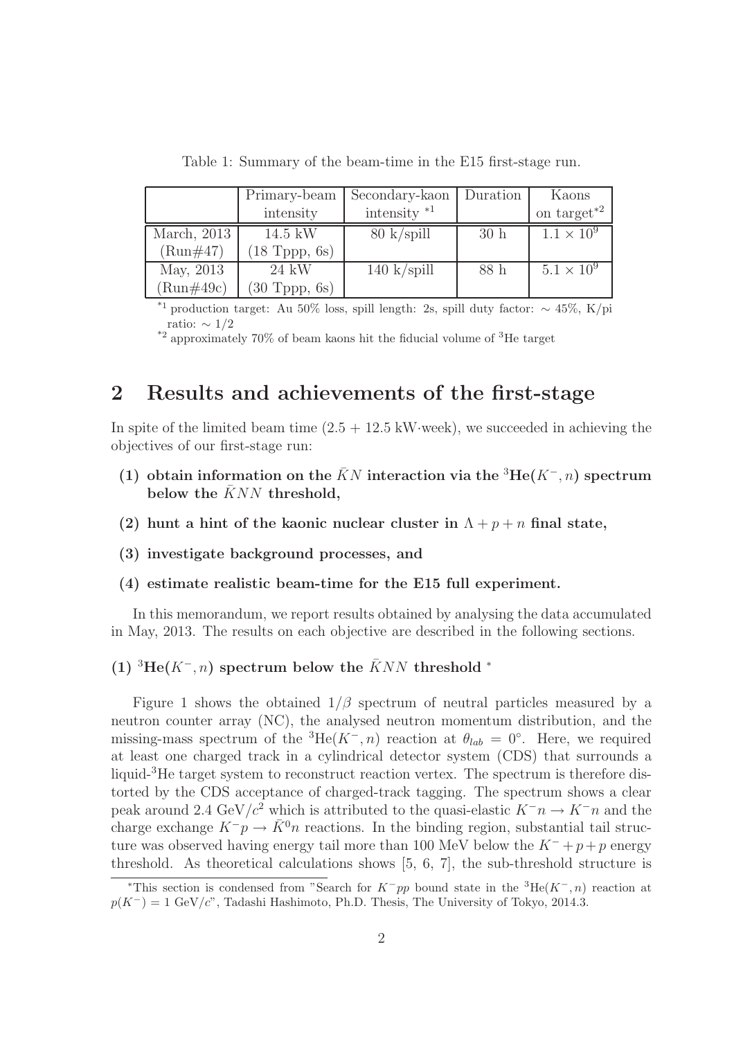Table 1: Summary of the beam-time in the E15 first-stage run.

| | Primary-beam intensity | Secondary-kaon intensity *1 | Duration | Kaons on target*2 |
|---|---|---|---|---|
| March, 2013 (Run#47) | 14.5 kW (18 Tppp, 6s) | 80 k/spill | 30 h | $1.1 \times 10^9$ |
| May, 2013 (Run#49c) | 24 kW (30 Tppp, 6s) | 140 k/spill | 88 h | $5.1 \times 10^9$ |

*1 production target: Au 50% loss, spill length: 2s, spill duty factor: ∼ 45%, K/pi ratio: ∼ 1/2

*2 approximately 70% of beam kaons hit the fiducial volume of $^3$He target

## 2 Results and achievements of the first-stage

In spite of the limited beam time (2.5 + 12.5 kW·week), we succeeded in achieving the objectives of our first-stage run:

**(1) obtain information on the $\bar{K}N$ interaction via the $^3$He$(K^-, n)$ spectrum below the $\bar{K}NN$ threshold,**

**(2) hunt a hint of the kaonic nuclear cluster in $\Lambda + p + n$ final state,**

**(3) investigate background processes, and**

**(4) estimate realistic beam-time for the E15 full experiment.**

In this memorandum, we report results obtained by analysing the data accumulated in May, 2013. The results on each objective are described in the following sections.

### (1) $^3$He$(K^-, n)$ spectrum below the $\bar{K}NN$ threshold *

Figure 1 shows the obtained $1/\beta$ spectrum of neutral particles measured by a neutron counter array (NC), the analysed neutron momentum distribution, and the missing-mass spectrum of the $^3$He$(K^-, n)$ reaction at $\theta_{lab} = 0^\circ$. Here, we required at least one charged track in a cylindrical detector system (CDS) that surrounds a liquid-$^3$He target system to reconstruct reaction vertex. The spectrum is therefore distorted by the CDS acceptance of charged-track tagging. The spectrum shows a clear peak around 2.4 GeV/$c^2$ which is attributed to the quasi-elastic $K^-n \to K^-n$ and the charge exchange $K^-p \to \bar{K}^0n$ reactions. In the binding region, substantial tail structure was observed having energy tail more than 100 MeV below the $K^- + p + p$ energy threshold. As theoretical calculations shows [5, 6, 7], the sub-threshold structure is

*This section is condensed from "Search for $K^-pp$ bound state in the $^3$He$(K^-, n)$ reaction at $p(K^-) = 1$ GeV/$c$", Tadashi Hashimoto, Ph.D. Thesis, The University of Tokyo, 2014.3.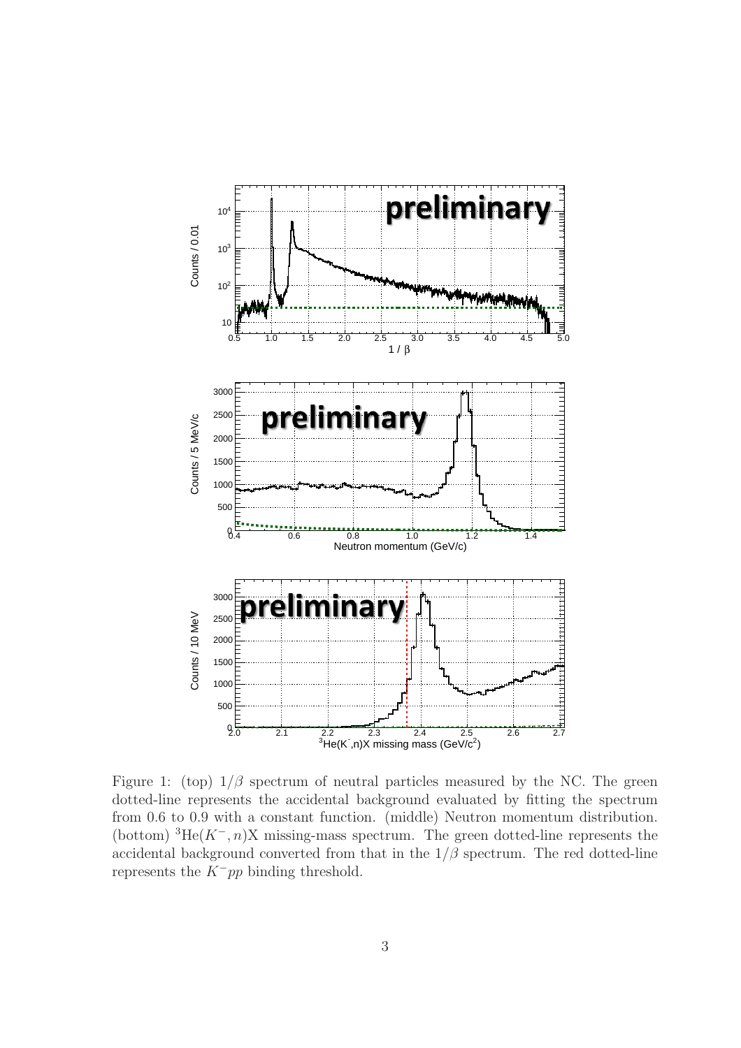Figure 1: (top) $1/\beta$ spectrum of neutral particles measured by the NC. The green dotted-line represents the accidental background evaluated by fitting the spectrum from 0.6 to 0.9 with a constant function. (middle) Neutron momentum distribution. (bottom) $^3$He$(K^-, n)$X missing-mass spectrum. The green dotted-line represents the accidental background converted from that in the $1/\beta$ spectrum. The red dotted-line represents the $K^-pp$ binding threshold.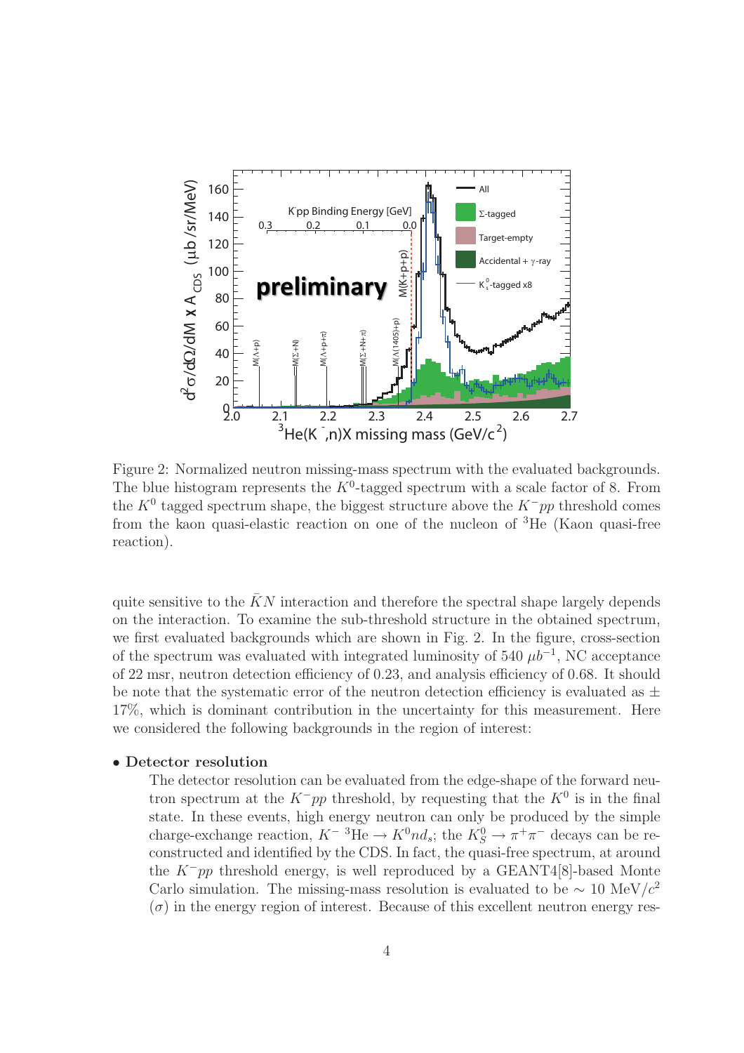Figure 2: Normalized neutron missing-mass spectrum with the evaluated backgrounds. The blue histogram represents the $K^0$-tagged spectrum with a scale factor of 8. From the $K^0$ tagged spectrum shape, the biggest structure above the $K^-pp$ threshold comes from the kaon quasi-elastic reaction on one of the nucleon of $^3$He (Kaon quasi-free reaction).

quite sensitive to the $\bar{K}N$ interaction and therefore the spectral shape largely depends on the interaction. To examine the sub-threshold structure in the obtained spectrum, we first evaluated backgrounds which are shown in Fig. 2. In the figure, cross-section of the spectrum was evaluated with integrated luminosity of 540 $\mu b^{-1}$, NC acceptance of 22 msr, neutron detection efficiency of 0.23, and analysis efficiency of 0.68. It should be note that the systematic error of the neutron detection efficiency is evaluated as $\pm$ 17%, which is dominant contribution in the uncertainty for this measurement. Here we considered the following backgrounds in the region of interest:

- **Detector resolution**

  The detector resolution can be evaluated from the edge-shape of the forward neutron spectrum at the $K^-pp$ threshold, by requesting that the $K^0$ is in the final state. In these events, high energy neutron can only be produced by the simple charge-exchange reaction, $K^-$ $^3$He $\rightarrow K^0nd_s$; the $K^0_S \rightarrow \pi^+\pi^-$ decays can be reconstructed and identified by the CDS. In fact, the quasi-free spectrum, at around the $K^-pp$ threshold energy, is well reproduced by a GEANT4[8]-based Monte Carlo simulation. The missing-mass resolution is evaluated to be $\sim$ 10 MeV/$c^2$ ($\sigma$) in the energy region of interest. Because of this excellent neutron energy res-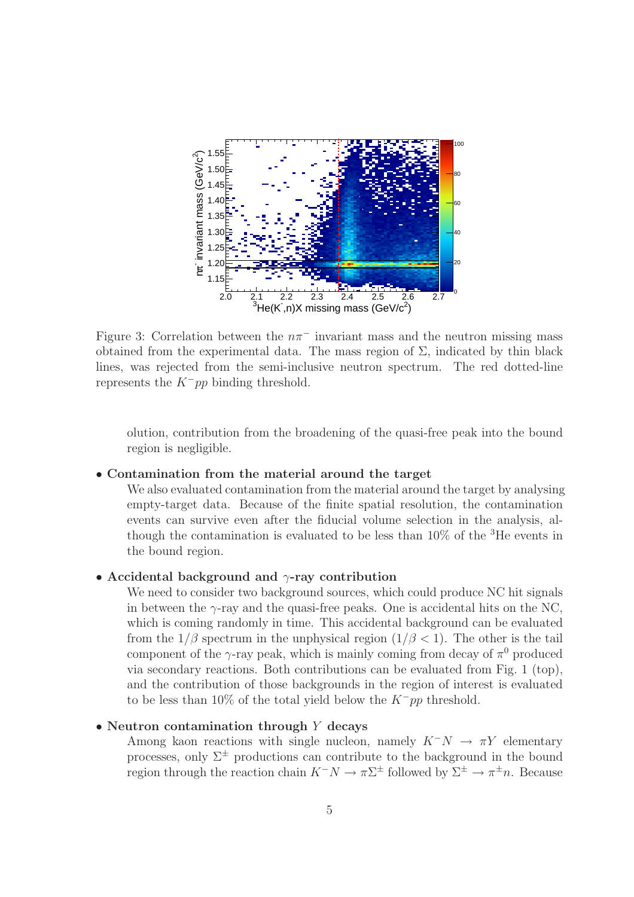Figure 3: Correlation between the $n\pi^-$ invariant mass and the neutron missing mass obtained from the experimental data. The mass region of $\Sigma$, indicated by thin black lines, was rejected from the semi-inclusive neutron spectrum. The red dotted-line represents the $K^-pp$ binding threshold.

olution, contribution from the broadening of the quasi-free peak into the bound region is negligible.

- **Contamination from the material around the target**
  We also evaluated contamination from the material around the target by analysing empty-target data. Because of the finite spatial resolution, the contamination events can survive even after the fiducial volume selection in the analysis, although the contamination is evaluated to be less than 10% of the $^3$He events in the bound region.

- **Accidental background and $\gamma$-ray contribution**
  We need to consider two background sources, which could produce NC hit signals in between the $\gamma$-ray and the quasi-free peaks. One is accidental hits on the NC, which is coming randomly in time. This accidental background can be evaluated from the $1/\beta$ spectrum in the unphysical region ($1/\beta < 1$). The other is the tail component of the $\gamma$-ray peak, which is mainly coming from decay of $\pi^0$ produced via secondary reactions. Both contributions can be evaluated from Fig. 1 (top), and the contribution of those backgrounds in the region of interest is evaluated to be less than 10% of the total yield below the $K^-pp$ threshold.

- **Neutron contamination through $Y$ decays**
  Among kaon reactions with single nucleon, namely $K^-N \rightarrow \pi Y$ elementary processes, only $\Sigma^\pm$ productions can contribute to the background in the bound region through the reaction chain $K^-N \rightarrow \pi\Sigma^\pm$ followed by $\Sigma^\pm \rightarrow \pi^\pm n$. Because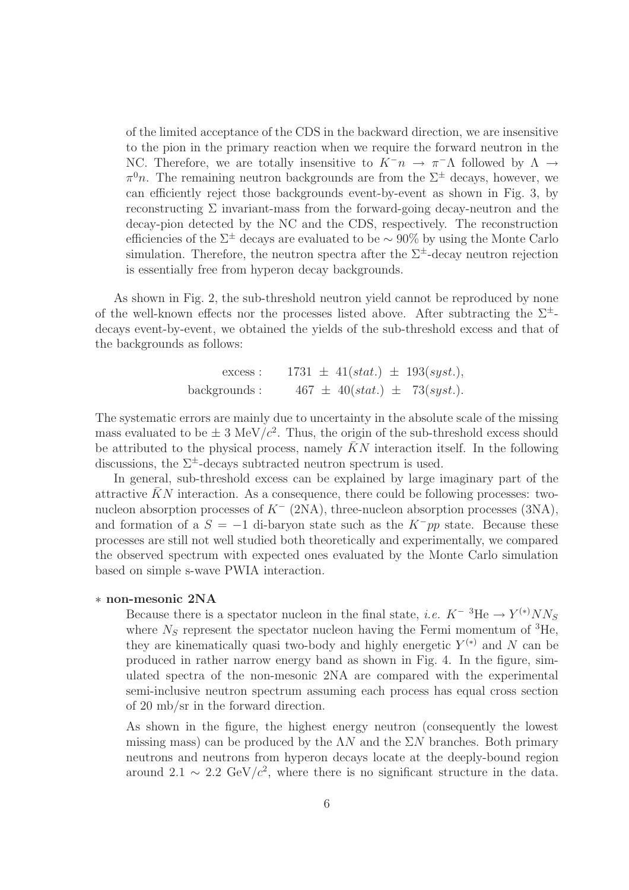of the limited acceptance of the CDS in the backward direction, we are insensitive to the pion in the primary reaction when we require the forward neutron in the NC. Therefore, we are totally insensitive to $K^- n \rightarrow \pi^- \Lambda$ followed by $\Lambda \rightarrow \pi^0 n$. The remaining neutron backgrounds are from the $\Sigma^\pm$ decays, however, we can efficiently reject those backgrounds event-by-event as shown in Fig. 3, by reconstructing $\Sigma$ invariant-mass from the forward-going decay-neutron and the decay-pion detected by the NC and the CDS, respectively. The reconstruction efficiencies of the $\Sigma^\pm$ decays are evaluated to be $\sim 90\%$ by using the Monte Carlo simulation. Therefore, the neutron spectra after the $\Sigma^\pm$-decay neutron rejection is essentially free from hyperon decay backgrounds.

As shown in Fig. 2, the sub-threshold neutron yield cannot be reproduced by none of the well-known effects nor the processes listed above. After subtracting the $\Sigma^\pm$-decays event-by-event, we obtained the yields of the sub-threshold excess and that of the backgrounds as follows:

$$
\begin{aligned}
\text{excess :} \quad & 1731 \pm 41(stat.) \pm 193(syst.), \\
\text{backgrounds :} \quad & 467 \pm 40(stat.) \pm 73(syst.).
\end{aligned}
$$

The systematic errors are mainly due to uncertainty in the absolute scale of the missing mass evaluated to be $\pm$ 3 MeV/$c^2$. Thus, the origin of the sub-threshold excess should be attributed to the physical process, namely $\bar{K}N$ interaction itself. In the following discussions, the $\Sigma^\pm$-decays subtracted neutron spectrum is used.

In general, sub-threshold excess can be explained by large imaginary part of the attractive $\bar{K}N$ interaction. As a consequence, there could be following processes: two-nucleon absorption processes of $K^-$ (2NA), three-nucleon absorption processes (3NA), and formation of a $S = -1$ di-baryon state such as the $K^-pp$ state. Because these processes are still not well studied both theoretically and experimentally, we compared the observed spectrum with expected ones evaluated by the Monte Carlo simulation based on simple s-wave PWIA interaction.

* **non-mesonic 2NA**

  Because there is a spectator nucleon in the final state, *i.e.* $K^-\ {}^3\text{He} \rightarrow Y^{(*)} N N_S$ where $N_S$ represent the spectator nucleon having the Fermi momentum of ${}^3$He, they are kinematically quasi two-body and highly energetic $Y^{(*)}$ and $N$ can be produced in rather narrow energy band as shown in Fig. 4. In the figure, simulated spectra of the non-mesonic 2NA are compared with the experimental semi-inclusive neutron spectrum assuming each process has equal cross section of 20 mb/sr in the forward direction.

  As shown in the figure, the highest energy neutron (consequently the lowest missing mass) can be produced by the $\Lambda N$ and the $\Sigma N$ branches. Both primary neutrons and neutrons from hyperon decays locate at the deeply-bound region around 2.1 $\sim$ 2.2 GeV/$c^2$, where there is no significant structure in the data.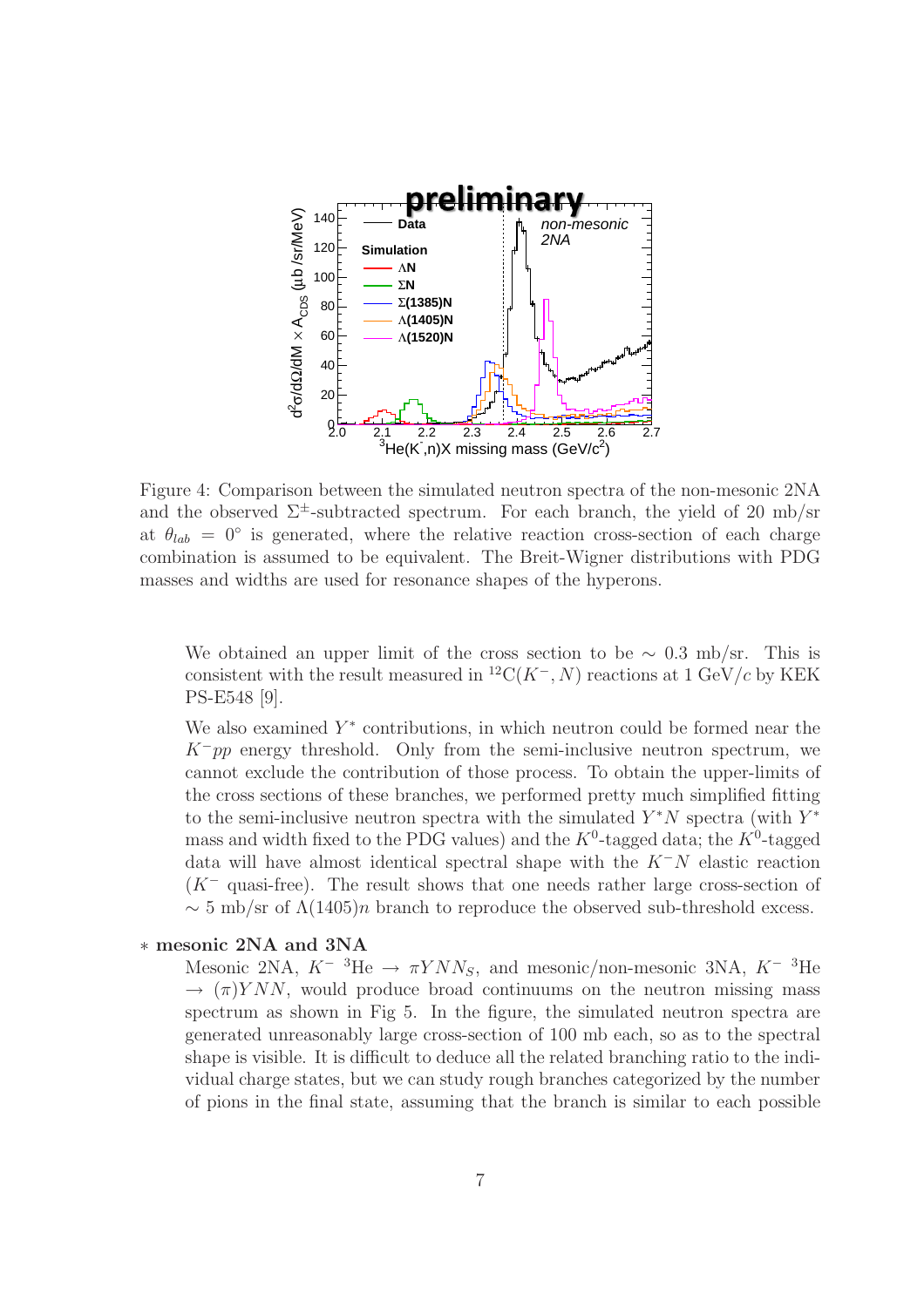Figure 4: Comparison between the simulated neutron spectra of the non-mesonic 2NA and the observed $\Sigma^{\pm}$-subtracted spectrum. For each branch, the yield of 20 mb/sr at $\theta_{lab} = 0^{\circ}$ is generated, where the relative reaction cross-section of each charge combination is assumed to be equivalent. The Breit-Wigner distributions with PDG masses and widths are used for resonance shapes of the hyperons.

We obtained an upper limit of the cross section to be $\sim$ 0.3 mb/sr. This is consistent with the result measured in $^{12}$C$(K^{-}, N)$ reactions at 1 GeV/$c$ by KEK PS-E548 [9].

We also examined $Y^{*}$ contributions, in which neutron could be formed near the $K^{-}pp$ energy threshold. Only from the semi-inclusive neutron spectrum, we cannot exclude the contribution of those process. To obtain the upper-limits of the cross sections of these branches, we performed pretty much simplified fitting to the semi-inclusive neutron spectra with the simulated $Y^{*}N$ spectra (with $Y^{*}$ mass and width fixed to the PDG values) and the $K^{0}$-tagged data; the $K^{0}$-tagged data will have almost identical spectral shape with the $K^{-}N$ elastic reaction ($K^{-}$ quasi-free). The result shows that one needs rather large cross-section of $\sim$ 5 mb/sr of $\Lambda(1405)n$ branch to reproduce the observed sub-threshold excess.

* **mesonic 2NA and 3NA**

  Mesonic 2NA, $K^{-}$ $^{3}$He $\rightarrow \pi Y N N_{S}$, and mesonic/non-mesonic 3NA, $K^{-}$ $^{3}$He $\rightarrow (\pi) Y N N$, would produce broad continuums on the neutron missing mass spectrum as shown in Fig 5. In the figure, the simulated neutron spectra are generated unreasonably large cross-section of 100 mb each, so as to the spectral shape is visible. It is difficult to deduce all the related branching ratio to the individual charge states, but we can study rough branches categorized by the number of pions in the final state, assuming that the branch is similar to each possible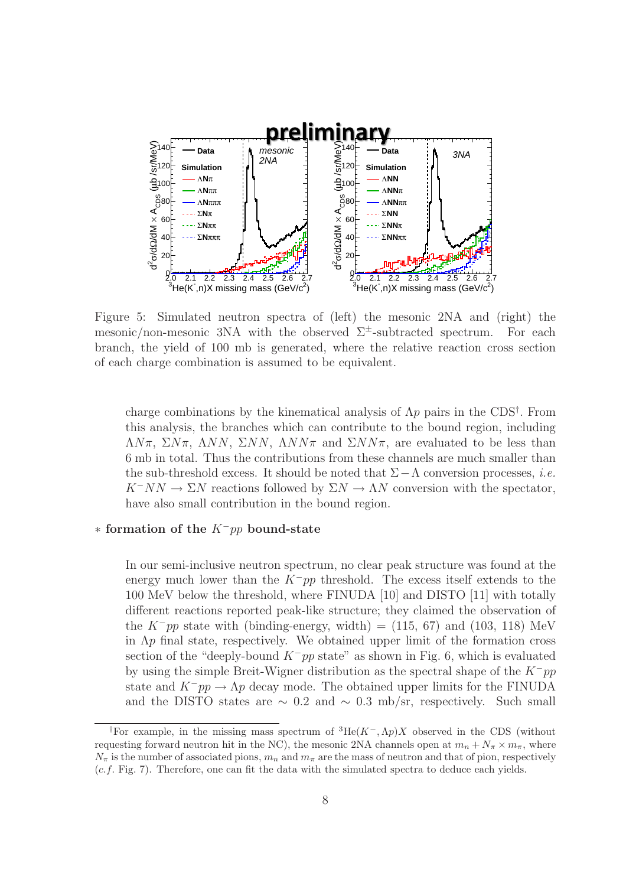Figure 5: Simulated neutron spectra of (left) the mesonic 2NA and (right) the mesonic/non-mesonic 3NA with the observed $\Sigma^{\pm}$-subtracted spectrum. For each branch, the yield of 100 mb is generated, where the relative reaction cross section of each charge combination is assumed to be equivalent.

charge combinations by the kinematical analysis of $\Lambda p$ pairs in the CDS[†]. From this analysis, the branches which can contribute to the bound region, including $\Lambda N\pi$, $\Sigma N\pi$, $\Lambda NN$, $\Sigma NN$, $\Lambda NN\pi$ and $\Sigma NN\pi$, are evaluated to be less than 6 mb in total. Thus the contributions from these channels are much smaller than the sub-threshold excess. It should be noted that $\Sigma-\Lambda$ conversion processes, *i.e.* $K^-NN \to \Sigma N$ reactions followed by $\Sigma N \to \Lambda N$ conversion with the spectator, have also small contribution in the bound region.

$*$ **formation of the $K^-pp$ bound-state**

In our semi-inclusive neutron spectrum, no clear peak structure was found at the energy much lower than the $K^-pp$ threshold. The excess itself extends to the 100 MeV below the threshold, where FINUDA [10] and DISTO [11] with totally different reactions reported peak-like structure; they claimed the observation of the $K^-pp$ state with (binding-energy, width) = (115, 67) and (103, 118) MeV in $\Lambda p$ final state, respectively. We obtained upper limit of the formation cross section of the "deeply-bound $K^-pp$ state" as shown in Fig. 6, which is evaluated by using the simple Breit-Wigner distribution as the spectral shape of the $K^-pp$ state and $K^-pp \to \Lambda p$ decay mode. The obtained upper limits for the FINUDA and the DISTO states are $\sim$ 0.2 and $\sim$ 0.3 mb/sr, respectively. Such small

[†]For example, in the missing mass spectrum of $^3$He$(K^-, \Lambda p)X$ observed in the CDS (without requesting forward neutron hit in the NC), the mesonic 2NA channels open at $m_n + N_\pi \times m_\pi$, where $N_\pi$ is the number of associated pions, $m_n$ and $m_\pi$ are the mass of neutron and that of pion, respectively (*c.f.* Fig. 7). Therefore, one can fit the data with the simulated spectra to deduce each yields.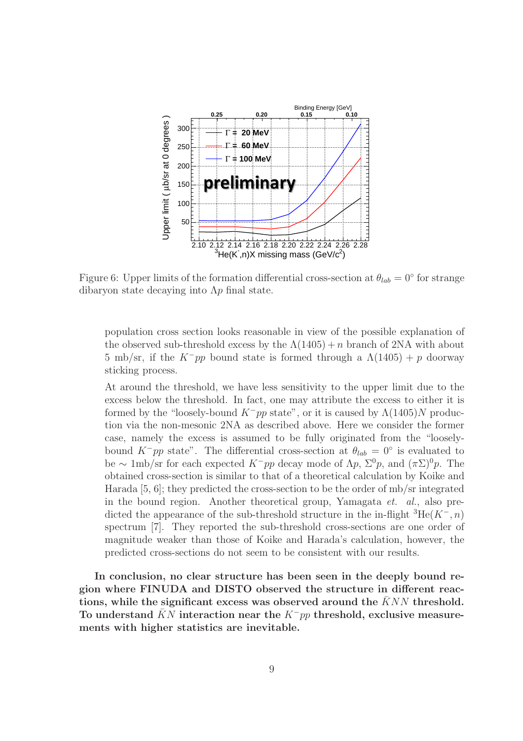Figure 6: Upper limits of the formation differential cross-section at $\theta_{lab} = 0°$ for strange dibaryon state decaying into $\Lambda p$ final state.

population cross section looks reasonable in view of the possible explanation of the observed sub-threshold excess by the $\Lambda(1405) + n$ branch of 2NA with about 5 mb/sr, if the $K^- pp$ bound state is formed through a $\Lambda(1405) + p$ doorway sticking process.

At around the threshold, we have less sensitivity to the upper limit due to the excess below the threshold. In fact, one may attribute the excess to either it is formed by the "loosely-bound $K^- pp$ state", or it is caused by $\Lambda(1405)N$ production via the non-mesonic 2NA as described above. Here we consider the former case, namely the excess is assumed to be fully originated from the "loosely-bound $K^- pp$ state". The differential cross-section at $\theta_{lab} = 0°$ is evaluated to be $\sim$ 1mb/sr for each expected $K^- pp$ decay mode of $\Lambda p$, $\Sigma^0 p$, and $(\pi\Sigma)^0 p$. The obtained cross-section is similar to that of a theoretical calculation by Koike and Harada [5, 6]; they predicted the cross-section to be the order of mb/sr integrated in the bound region. Another theoretical group, Yamagata *et. al.*, also predicted the appearance of the sub-threshold structure in the in-flight $^3\mathrm{He}(K^-, n)$ spectrum [7]. They reported the sub-threshold cross-sections are one order of magnitude weaker than those of Koike and Harada's calculation, however, the predicted cross-sections do not seem to be consistent with our results.

**In conclusion, no clear structure has been seen in the deeply bound region where FINUDA and DISTO observed the structure in different reactions, while the significant excess was observed around the $\bar{K}NN$ threshold. To understand $\bar{K}N$ interaction near the $K^- pp$ threshold, exclusive measurements with higher statistics are inevitable.**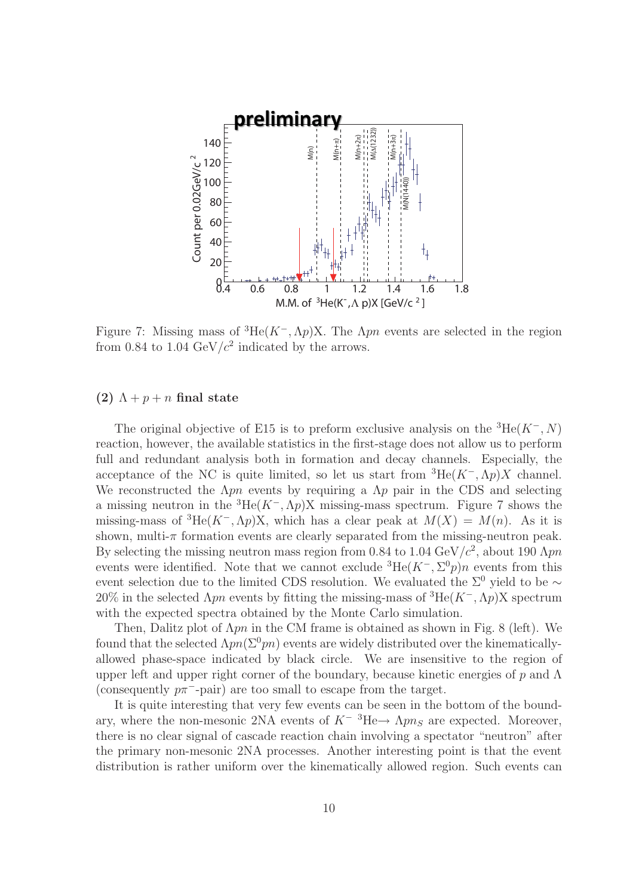Figure 7: Missing mass of $^{3}$He$(K^{-}, \Lambda p)$X. The $\Lambda pn$ events are selected in the region from 0.84 to 1.04 GeV/$c^2$ indicated by the arrows.

### (2) $\Lambda + p + n$ final state

The original objective of E15 is to preform exclusive analysis on the $^{3}$He$(K^{-}, N)$ reaction, however, the available statistics in the first-stage does not allow us to perform full and redundant analysis both in formation and decay channels. Especially, the acceptance of the NC is quite limited, so let us start from $^{3}$He$(K^{-}, \Lambda p)X$ channel. We reconstructed the $\Lambda pn$ events by requiring a $\Lambda p$ pair in the CDS and selecting a missing neutron in the $^{3}$He$(K^{-}, \Lambda p)$X missing-mass spectrum. Figure 7 shows the missing-mass of $^{3}$He$(K^{-}, \Lambda p)$X, which has a clear peak at $M(X) = M(n)$. As it is shown, multi-$\pi$ formation events are clearly separated from the missing-neutron peak. By selecting the missing neutron mass region from 0.84 to 1.04 GeV/$c^2$, about 190 $\Lambda pn$ events were identified. Note that we cannot exclude $^{3}$He$(K^{-}, \Sigma^{0} p)n$ events from this event selection due to the limited CDS resolution. We evaluated the $\Sigma^0$ yield to be $\sim$ 20% in the selected $\Lambda pn$ events by fitting the missing-mass of $^{3}$He$(K^{-}, \Lambda p)$X spectrum with the expected spectra obtained by the Monte Carlo simulation.

Then, Dalitz plot of $\Lambda pn$ in the CM frame is obtained as shown in Fig. 8 (left). We found that the selected $\Lambda pn(\Sigma^{0} pn)$ events are widely distributed over the kinematically-allowed phase-space indicated by black circle. We are insensitive to the region of upper left and upper right corner of the boundary, because kinetic energies of $p$ and $\Lambda$ (consequently $p\pi^{-}$-pair) are too small to escape from the target.

It is quite interesting that very few events can be seen in the bottom of the boundary, where the non-mesonic 2NA events of $K^{-}$ $^{3}$He$\rightarrow$ $\Lambda p n_S$ are expected. Moreover, there is no clear signal of cascade reaction chain involving a spectator "neutron" after the primary non-mesonic 2NA processes. Another interesting point is that the event distribution is rather uniform over the kinematically allowed region. Such events can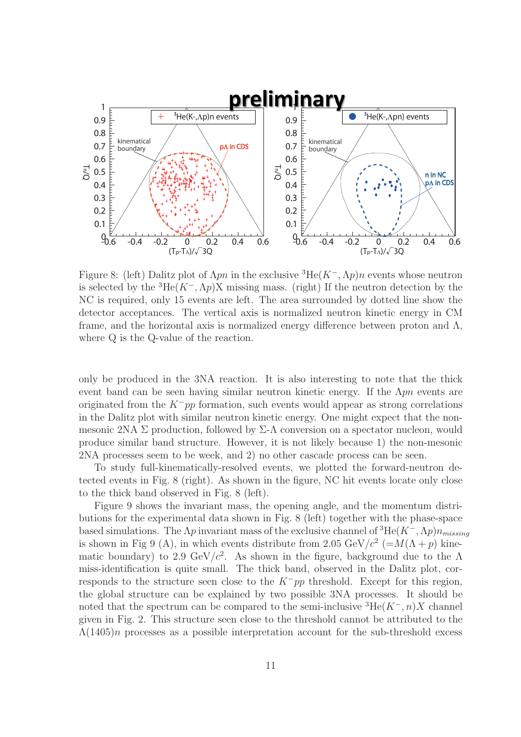Figure 8: (left) Dalitz plot of $\Lambda pn$ in the exclusive ${}^3\mathrm{He}(K^-, \Lambda p)n$ events whose neutron is selected by the ${}^3\mathrm{He}(K^-, \Lambda p)X$ missing mass. (right) If the neutron detection by the NC is required, only 15 events are left. The area surrounded by dotted line show the detector acceptances. The vertical axis is normalized neutron kinetic energy in CM frame, and the horizontal axis is normalized energy difference between proton and $\Lambda$, where Q is the Q-value of the reaction.

only be produced in the 3NA reaction. It is also interesting to note that the thick event band can be seen having similar neutron kinetic energy. If the $\Lambda pn$ events are originated from the $K^-pp$ formation, such events would appear as strong correlations in the Dalitz plot with similar neutron kinetic energy. One might expect that the non-mesonic 2NA $\Sigma$ production, followed by $\Sigma$-$\Lambda$ conversion on a spectator nucleon, would produce similar band structure. However, it is not likely because 1) the non-mesonic 2NA processes seem to be week, and 2) no other cascade process can be seen.

To study full-kinematically-resolved events, we plotted the forward-neutron detected events in Fig. 8 (right). As shown in the figure, NC hit events locate only close to the thick band observed in Fig. 8 (left).

Figure 9 shows the invariant mass, the opening angle, and the momentum distributions for the experimental data shown in Fig. 8 (left) together with the phase-space based simulations. The $\Lambda p$ invariant mass of the exclusive channel of ${}^3\mathrm{He}(K^-, \Lambda p)n_{missing}$ is shown in Fig 9 (A), in which events distribute from 2.05 GeV/$c^2$ ($=M(\Lambda + p)$ kinematic boundary) to 2.9 GeV/$c^2$. As shown in the figure, background due to the $\Lambda$ miss-identification is quite small. The thick band, observed in the Dalitz plot, corresponds to the structure seen close to the $K^-pp$ threshold. Except for this region, the global structure can be explained by two possible 3NA processes. It should be noted that the spectrum can be compared to the semi-inclusive ${}^3\mathrm{He}(K^-, n)X$ channel given in Fig. 2. This structure seen close to the threshold cannot be attributed to the $\Lambda(1405)n$ processes as a possible interpretation account for the sub-threshold excess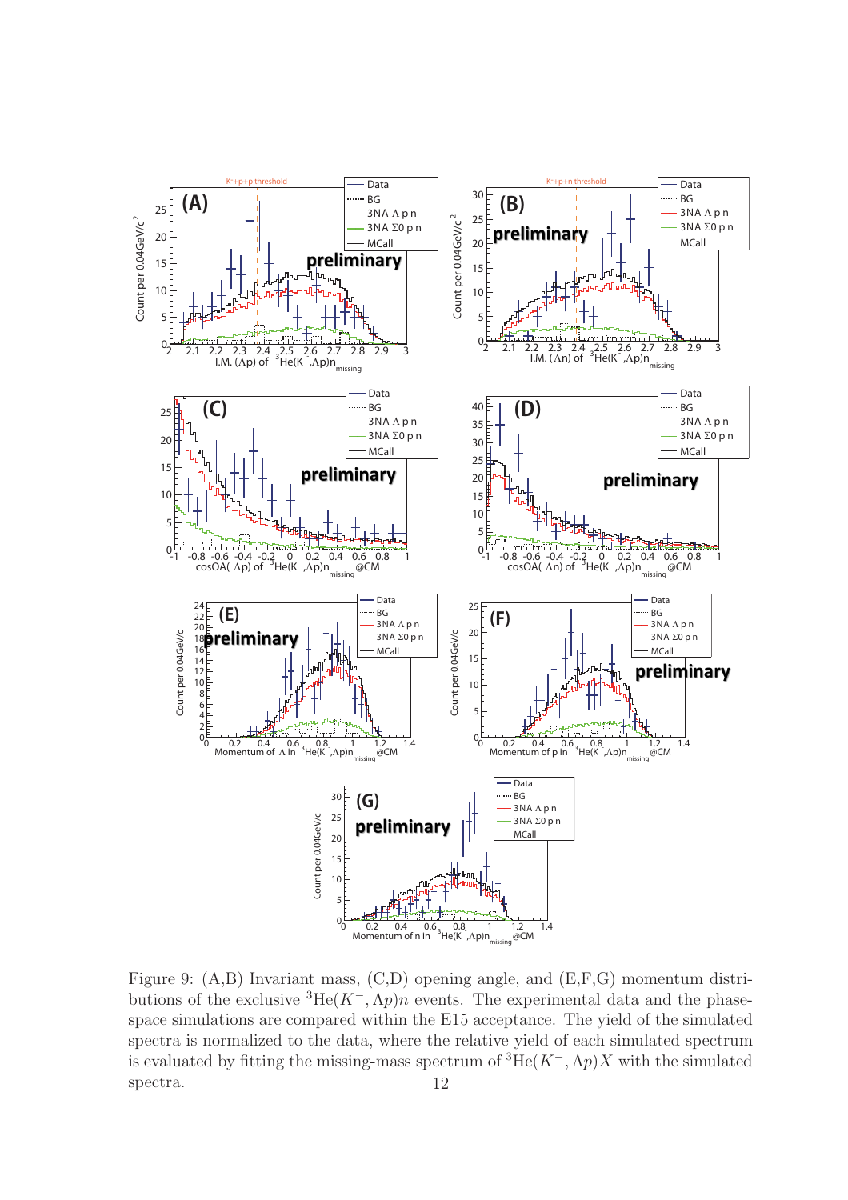Figure 9: (A,B) Invariant mass, (C,D) opening angle, and (E,F,G) momentum distributions of the exclusive $^{3}\mathrm{He}(K^{-},\Lambda p)n$ events. The experimental data and the phase-space simulations are compared within the E15 acceptance. The yield of the simulated spectra is normalized to the data, where the relative yield of each simulated spectrum is evaluated by fitting the missing-mass spectrum of $^{3}\mathrm{He}(K^{-},\Lambda p)X$ with the simulated spectra.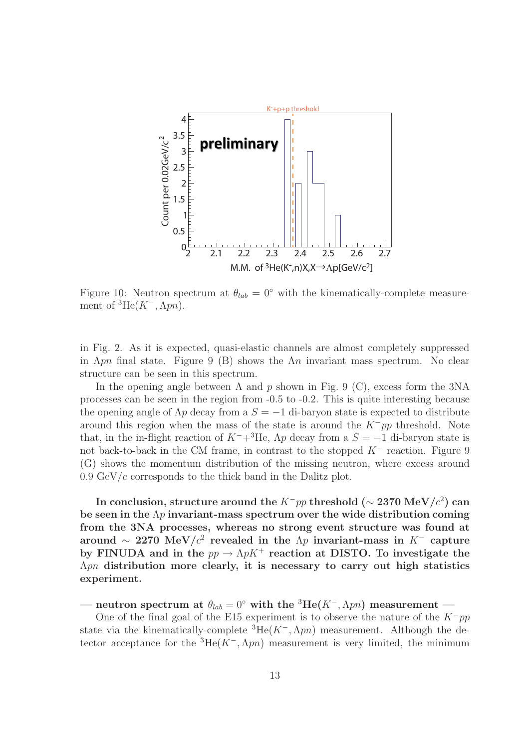Figure 10: Neutron spectrum at $\theta_{lab} = 0°$ with the kinematically-complete measurement of ${}^{3}\text{He}(K^{-}, \Lambda pn)$.

in Fig. 2. As it is expected, quasi-elastic channels are almost completely suppressed in $\Lambda pn$ final state. Figure 9 (B) shows the $\Lambda n$ invariant mass spectrum. No clear structure can be seen in this spectrum.

In the opening angle between $\Lambda$ and $p$ shown in Fig. 9 (C), excess form the 3NA processes can be seen in the region from -0.5 to -0.2. This is quite interesting because the opening angle of $\Lambda p$ decay from a $S = -1$ di-baryon state is expected to distribute around this region when the mass of the state is around the $K^{-}pp$ threshold. Note that, in the in-flight reaction of $K^{-}+{}^{3}\text{He}$, $\Lambda p$ decay from a $S = -1$ di-baryon state is not back-to-back in the CM frame, in contrast to the stopped $K^{-}$ reaction. Figure 9 (G) shows the momentum distribution of the missing neutron, where excess around 0.9 GeV/$c$ corresponds to the thick band in the Dalitz plot.

**In conclusion, structure around the $K^{-}pp$ threshold ($\sim$ 2370 MeV/$c^{2}$) can be seen in the $\Lambda p$ invariant-mass spectrum over the wide distribution coming from the 3NA processes, whereas no strong event structure was found at around $\sim$ 2270 MeV/$c^{2}$ revealed in the $\Lambda p$ invariant-mass in $K^{-}$ capture by FINUDA and in the $pp \rightarrow \Lambda pK^{+}$ reaction at DISTO. To investigate the $\Lambda pn$ distribution more clearly, it is necessary to carry out high statistics experiment.**

— **neutron spectrum at $\theta_{lab} = 0°$ with the ${}^{3}\text{He}(K^{-}, \Lambda pn)$ measurement** —

One of the final goal of the E15 experiment is to observe the nature of the $K^{-}pp$ state via the kinematically-complete ${}^{3}\text{He}(K^{-}, \Lambda pn)$ measurement. Although the detector acceptance for the ${}^{3}\text{He}(K^{-}, \Lambda pn)$ measurement is very limited, the minimum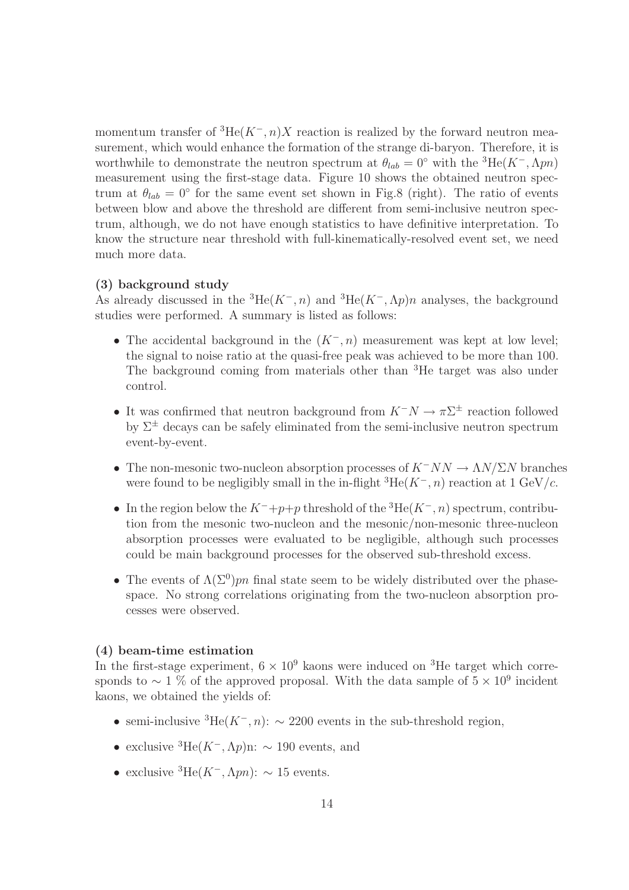momentum transfer of $^3$He$(K^-, n)X$ reaction is realized by the forward neutron measurement, which would enhance the formation of the strange di-baryon. Therefore, it is worthwhile to demonstrate the neutron spectrum at $\theta_{lab} = 0°$ with the $^3$He$(K^-, \Lambda pn)$ measurement using the first-stage data. Figure 10 shows the obtained neutron spectrum at $\theta_{lab} = 0°$ for the same event set shown in Fig.8 (right). The ratio of events between blow and above the threshold are different from semi-inclusive neutron spectrum, although, we do not have enough statistics to have definitive interpretation. To know the structure near threshold with full-kinematically-resolved event set, we need much more data.

**(3) background study**

As already discussed in the $^3$He$(K^-, n)$ and $^3$He$(K^-, \Lambda p)n$ analyses, the background studies were performed. A summary is listed as follows:

- The accidental background in the $(K^-, n)$ measurement was kept at low level; the signal to noise ratio at the quasi-free peak was achieved to be more than 100. The background coming from materials other than $^3$He target was also under control.
- It was confirmed that neutron background from $K^- N \to \pi\Sigma^\pm$ reaction followed by $\Sigma^\pm$ decays can be safely eliminated from the semi-inclusive neutron spectrum event-by-event.
- The non-mesonic two-nucleon absorption processes of $K^- NN \to \Lambda N/\Sigma N$ branches were found to be negligibly small in the in-flight $^3$He$(K^-, n)$ reaction at 1 GeV/$c$.
- In the region below the $K^- + p + p$ threshold of the $^3$He$(K^-, n)$ spectrum, contribution from the mesonic two-nucleon and the mesonic/non-mesonic three-nucleon absorption processes were evaluated to be negligible, although such processes could be main background processes for the observed sub-threshold excess.
- The events of $\Lambda(\Sigma^0)pn$ final state seem to be widely distributed over the phase-space. No strong correlations originating from the two-nucleon absorption processes were observed.

**(4) beam-time estimation**

In the first-stage experiment, $6 \times 10^9$ kaons were induced on $^3$He target which corresponds to $\sim 1$ % of the approved proposal. With the data sample of $5 \times 10^9$ incident kaons, we obtained the yields of:

- semi-inclusive $^3$He$(K^-, n)$: $\sim 2200$ events in the sub-threshold region,
- exclusive $^3$He$(K^-, \Lambda p)$n: $\sim 190$ events, and
- exclusive $^3$He$(K^-, \Lambda pn)$: $\sim 15$ events.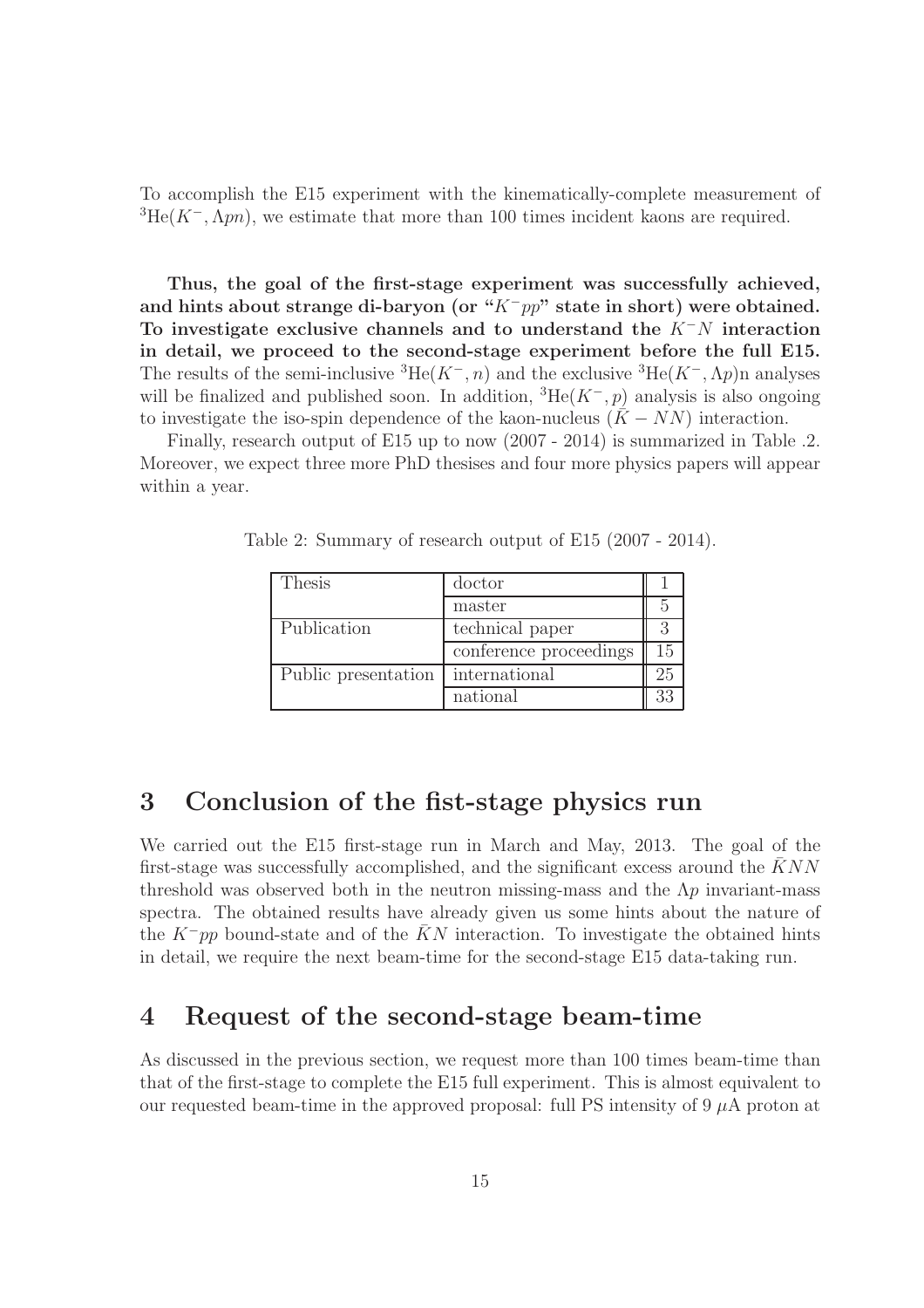To accomplish the E15 experiment with the kinematically-complete measurement of $^3$He($K^-, \Lambda pn$), we estimate that more than 100 times incident kaons are required.

**Thus, the goal of the first-stage experiment was successfully achieved, and hints about strange di-baryon (or "$K^-pp$" state in short) were obtained. To investigate exclusive channels and to understand the $K^-N$ interaction in detail, we proceed to the second-stage experiment before the full E15.** The results of the semi-inclusive $^3$He($K^-, n$) and the exclusive $^3$He($K^-, \Lambda p$)n analyses will be finalized and published soon. In addition, $^3$He($K^-, p$) analysis is also ongoing to investigate the iso-spin dependence of the kaon-nucleus ($\bar{K} - NN$) interaction.

Finally, research output of E15 up to now (2007 - 2014) is summarized in Table .2. Moreover, we expect three more PhD thesises and four more physics papers will appear within a year.

Table 2: Summary of research output of E15 (2007 - 2014).

| Thesis | doctor | 1 |
|---|---|---|
| | master | 5 |
| Publication | technical paper | 3 |
| | conference proceedings | 15 |
| Public presentation | international | 25 |
| | national | 33 |

## 3 Conclusion of the fist-stage physics run

We carried out the E15 first-stage run in March and May, 2013. The goal of the first-stage was successfully accomplished, and the significant excess around the $\bar{K}NN$ threshold was observed both in the neutron missing-mass and the $\Lambda p$ invariant-mass spectra. The obtained results have already given us some hints about the nature of the $K^-pp$ bound-state and of the $\bar{K}N$ interaction. To investigate the obtained hints in detail, we require the next beam-time for the second-stage E15 data-taking run.

## 4 Request of the second-stage beam-time

As discussed in the previous section, we request more than 100 times beam-time than that of the first-stage to complete the E15 full experiment. This is almost equivalent to our requested beam-time in the approved proposal: full PS intensity of 9 $\mu$A proton at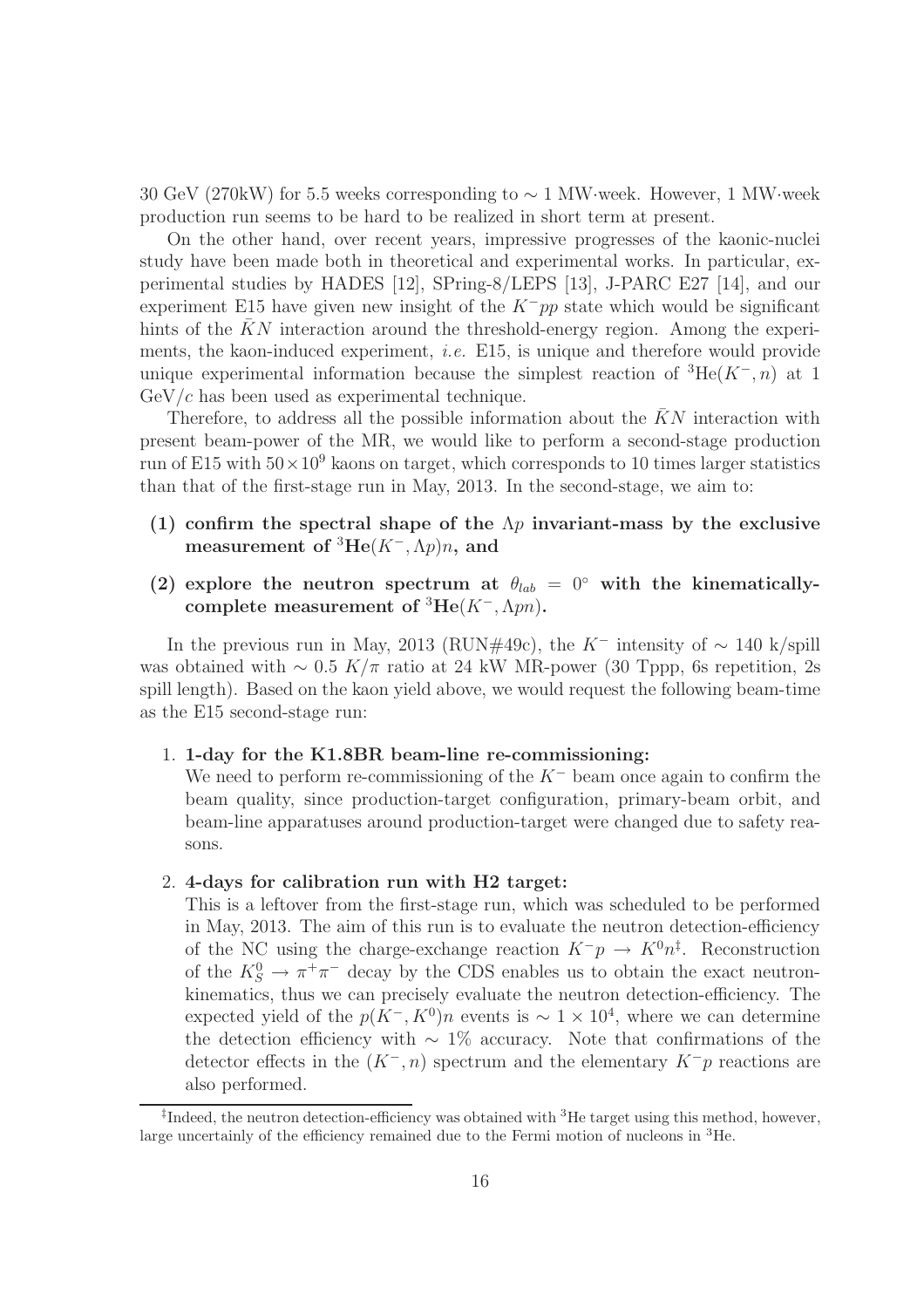30 GeV (270kW) for 5.5 weeks corresponding to $\sim$ 1 MW·week. However, 1 MW·week production run seems to be hard to be realized in short term at present.

On the other hand, over recent years, impressive progresses of the kaonic-nuclei study have been made both in theoretical and experimental works. In particular, experimental studies by HADES [12], SPring-8/LEPS [13], J-PARC E27 [14], and our experiment E15 have given new insight of the $K^-pp$ state which would be significant hints of the $\bar{K}N$ interaction around the threshold-energy region. Among the experiments, the kaon-induced experiment, *i.e.* E15, is unique and therefore would provide unique experimental information because the simplest reaction of $^3$He$(K^-, n)$ at 1 GeV/$c$ has been used as experimental technique.

Therefore, to address all the possible information about the $\bar{K}N$ interaction with present beam-power of the MR, we would like to perform a second-stage production run of E15 with $50 \times 10^9$ kaons on target, which corresponds to 10 times larger statistics than that of the first-stage run in May, 2013. In the second-stage, we aim to:

**(1) confirm the spectral shape of the $\Lambda p$ invariant-mass by the exclusive measurement of $^3$He$(K^-, \Lambda p)n$, and**

**(2) explore the neutron spectrum at $\theta_{lab} = 0^\circ$ with the kinematically-complete measurement of $^3$He$(K^-, \Lambda pn)$.**

In the previous run in May, 2013 (RUN#49c), the $K^-$ intensity of $\sim$ 140 k/spill was obtained with $\sim$ 0.5 $K/\pi$ ratio at 24 kW MR-power (30 Tppp, 6s repetition, 2s spill length). Based on the kaon yield above, we would request the following beam-time as the E15 second-stage run:

1. **1-day for the K1.8BR beam-line re-commissioning:**
   We need to perform re-commissioning of the $K^-$ beam once again to confirm the beam quality, since production-target configuration, primary-beam orbit, and beam-line apparatuses around production-target were changed due to safety reasons.

2. **4-days for calibration run with H2 target:**
   This is a leftover from the first-stage run, which was scheduled to be performed in May, 2013. The aim of this run is to evaluate the neutron detection-efficiency of the NC using the charge-exchange reaction $K^-p \to K^0n$[‡]. Reconstruction of the $K^0_S \to \pi^+\pi^-$ decay by the CDS enables us to obtain the exact neutron-kinematics, thus we can precisely evaluate the neutron detection-efficiency. The expected yield of the $p(K^-, K^0)n$ events is $\sim 1 \times 10^4$, where we can determine the detection efficiency with $\sim$ 1% accuracy. Note that confirmations of the detector effects in the $(K^-, n)$ spectrum and the elementary $K^-p$ reactions are also performed.

[‡]Indeed, the neutron detection-efficiency was obtained with $^3$He target using this method, however, large uncertainly of the efficiency remained due to the Fermi motion of nucleons in $^3$He.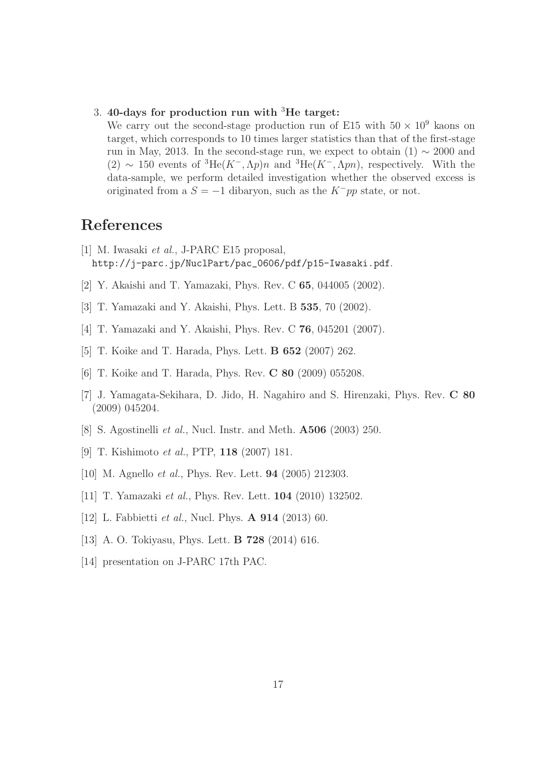3. **40-days for production run with $^{3}$He target:**
   We carry out the second-stage production run of E15 with $50 \times 10^{9}$ kaons on target, which corresponds to 10 times larger statistics than that of the first-stage run in May, 2013. In the second-stage run, we expect to obtain (1) $\sim$ 2000 and (2) $\sim$ 150 events of $^{3}\text{He}(K^{-}, \Lambda p)n$ and $^{3}\text{He}(K^{-}, \Lambda pn)$, respectively. With the data-sample, we perform detailed investigation whether the observed excess is originated from a $S = -1$ dibaryon, such as the $K^{-}pp$ state, or not.

# References

[1] M. Iwasaki *et al.*, J-PARC E15 proposal, `http://j-parc.jp/NuclPart/pac_0606/pdf/p15-Iwasaki.pdf`.

[2] Y. Akaishi and T. Yamazaki, Phys. Rev. C **65**, 044005 (2002).

[3] T. Yamazaki and Y. Akaishi, Phys. Lett. B **535**, 70 (2002).

[4] T. Yamazaki and Y. Akaishi, Phys. Rev. C **76**, 045201 (2007).

[5] T. Koike and T. Harada, Phys. Lett. **B 652** (2007) 262.

[6] T. Koike and T. Harada, Phys. Rev. **C 80** (2009) 055208.

[7] J. Yamagata-Sekihara, D. Jido, H. Nagahiro and S. Hirenzaki, Phys. Rev. **C 80** (2009) 045204.

[8] S. Agostinelli *et al.*, Nucl. Instr. and Meth. **A506** (2003) 250.

[9] T. Kishimoto *et al.*, PTP, **118** (2007) 181.

[10] M. Agnello *et al.*, Phys. Rev. Lett. **94** (2005) 212303.

[11] T. Yamazaki *et al.*, Phys. Rev. Lett. **104** (2010) 132502.

[12] L. Fabbietti *et al.*, Nucl. Phys. **A 914** (2013) 60.

[13] A. O. Tokiyasu, Phys. Lett. **B 728** (2014) 616.

[14] presentation on J-PARC 17th PAC.